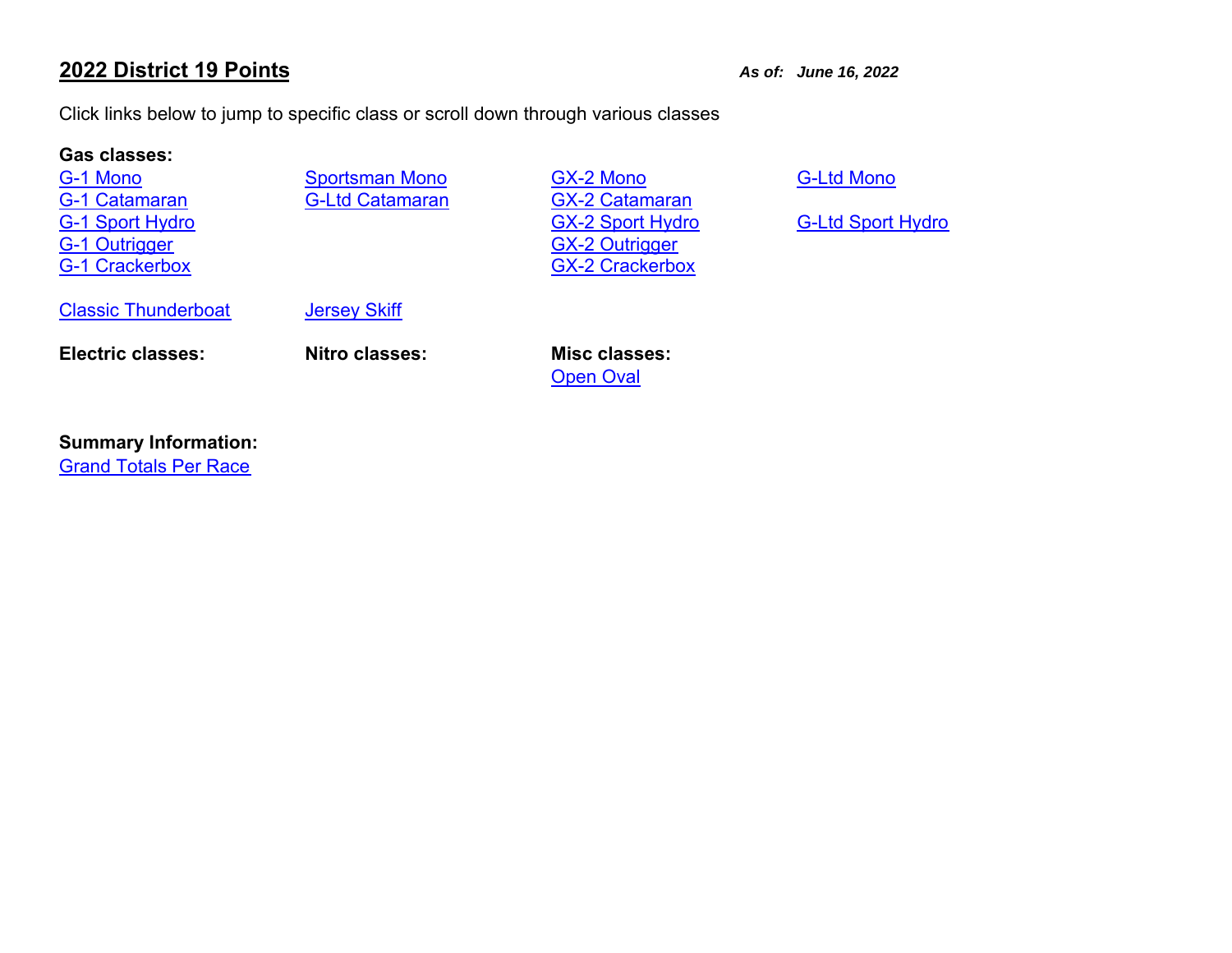## 2022 District 19 Points

***As of: June 16, 2022***

Click links below to jump to specific class or scroll down through various classes

**Gas classes:**

| | | | |
|---|---|---|---|
| G-1 Mono | Sportsman Mono | GX-2 Mono | G-Ltd Mono |
| G-1 Catamaran | G-Ltd Catamaran | GX-2 Catamaran | |
| G-1 Sport Hydro | | GX-2 Sport Hydro | G-Ltd Sport Hydro |
| G-1 Outrigger | | GX-2 Outrigger | |
| G-1 Crackerbox | | GX-2 Crackerbox | |

Classic Thunderboat

Jersey Skiff

**Electric classes:**

**Nitro classes:**

**Misc classes:**

Open Oval

**Summary Information:**

Grand Totals Per Race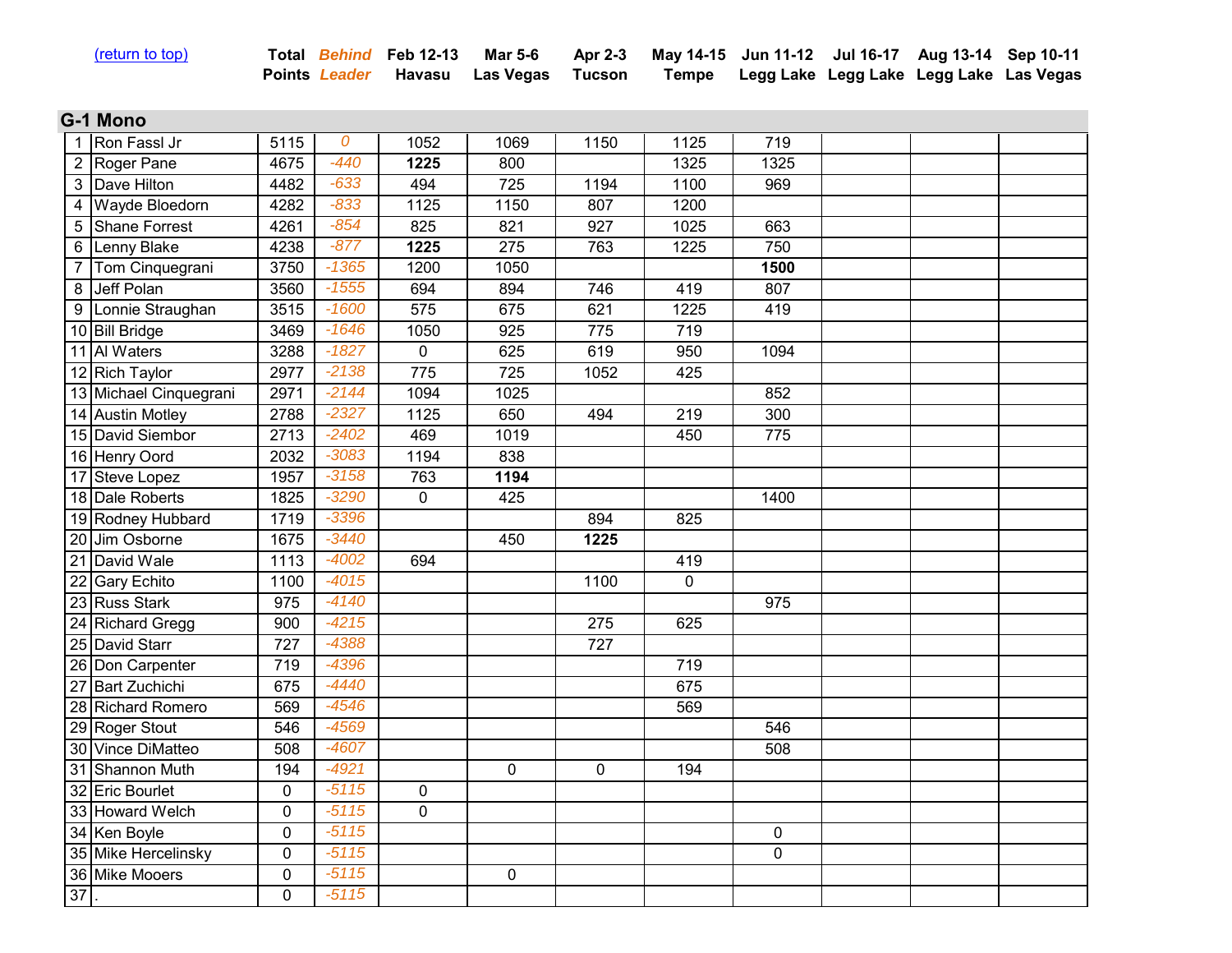(return to top)

## G-1 Mono

| | | Total Points | Behind Leader | Feb 12-13 Havasu | Mar 5-6 Las Vegas | Apr 2-3 Tucson | May 14-15 Tempe | Jun 11-12 Legg Lake | Jul 16-17 Legg Lake | Aug 13-14 Legg Lake | Sep 10-11 Las Vegas |
|---|---|---|---|---|---|---|---|---|---|---|---|
| 1 | Ron Fassl Jr | 5115 | 0 | 1052 | 1069 | 1150 | 1125 | 719 | | | |
| 2 | Roger Pane | 4675 | -440 | **1225** | 800 | | 1325 | 1325 | | | |
| 3 | Dave Hilton | 4482 | -633 | 494 | 725 | 1194 | 1100 | 969 | | | |
| 4 | Wayde Bloedorn | 4282 | -833 | 1125 | 1150 | 807 | 1200 | | | | |
| 5 | Shane Forrest | 4261 | -854 | 825 | 821 | 927 | 1025 | 663 | | | |
| 6 | Lenny Blake | 4238 | -877 | **1225** | 275 | 763 | 1225 | 750 | | | |
| 7 | Tom Cinquegrani | 3750 | -1365 | 1200 | 1050 | | | **1500** | | | |
| 8 | Jeff Polan | 3560 | -1555 | 694 | 894 | 746 | 419 | 807 | | | |
| 9 | Lonnie Straughan | 3515 | -1600 | 575 | 675 | 621 | 1225 | 419 | | | |
| 10 | Bill Bridge | 3469 | -1646 | 1050 | 925 | 775 | 719 | | | | |
| 11 | Al Waters | 3288 | -1827 | 0 | 625 | 619 | 950 | 1094 | | | |
| 12 | Rich Taylor | 2977 | -2138 | 775 | 725 | 1052 | 425 | | | | |
| 13 | Michael Cinquegrani | 2971 | -2144 | 1094 | 1025 | | | 852 | | | |
| 14 | Austin Motley | 2788 | -2327 | 1125 | 650 | 494 | 219 | 300 | | | |
| 15 | David Siembor | 2713 | -2402 | 469 | 1019 | | 450 | 775 | | | |
| 16 | Henry Oord | 2032 | -3083 | 1194 | 838 | | | | | | |
| 17 | Steve Lopez | 1957 | -3158 | 763 | **1194** | | | | | | |
| 18 | Dale Roberts | 1825 | -3290 | 0 | 425 | | | 1400 | | | |
| 19 | Rodney Hubbard | 1719 | -3396 | | | 894 | 825 | | | | |
| 20 | Jim Osborne | 1675 | -3440 | | 450 | **1225** | | | | | |
| 21 | David Wale | 1113 | -4002 | 694 | | | 419 | | | | |
| 22 | Gary Echito | 1100 | -4015 | | | 1100 | 0 | | | | |
| 23 | Russ Stark | 975 | -4140 | | | | | 975 | | | |
| 24 | Richard Gregg | 900 | -4215 | | | 275 | 625 | | | | |
| 25 | David Starr | 727 | -4388 | | | 727 | | | | | |
| 26 | Don Carpenter | 719 | -4396 | | | | 719 | | | | |
| 27 | Bart Zuchichi | 675 | -4440 | | | | 675 | | | | |
| 28 | Richard Romero | 569 | -4546 | | | | 569 | | | | |
| 29 | Roger Stout | 546 | -4569 | | | | | 546 | | | |
| 30 | Vince DiMatteo | 508 | -4607 | | | | | 508 | | | |
| 31 | Shannon Muth | 194 | -4921 | | 0 | 0 | 194 | | | | |
| 32 | Eric Bourlet | 0 | -5115 | 0 | | | | | | | |
| 33 | Howard Welch | 0 | -5115 | 0 | | | | | | | |
| 34 | Ken Boyle | 0 | -5115 | | | | | 0 | | | |
| 35 | Mike Hercelinsky | 0 | -5115 | | | | | 0 | | | |
| 36 | Mike Mooers | 0 | -5115 | | 0 | | | | | | |
| 37 | . | 0 | -5115 | | | | | | | | |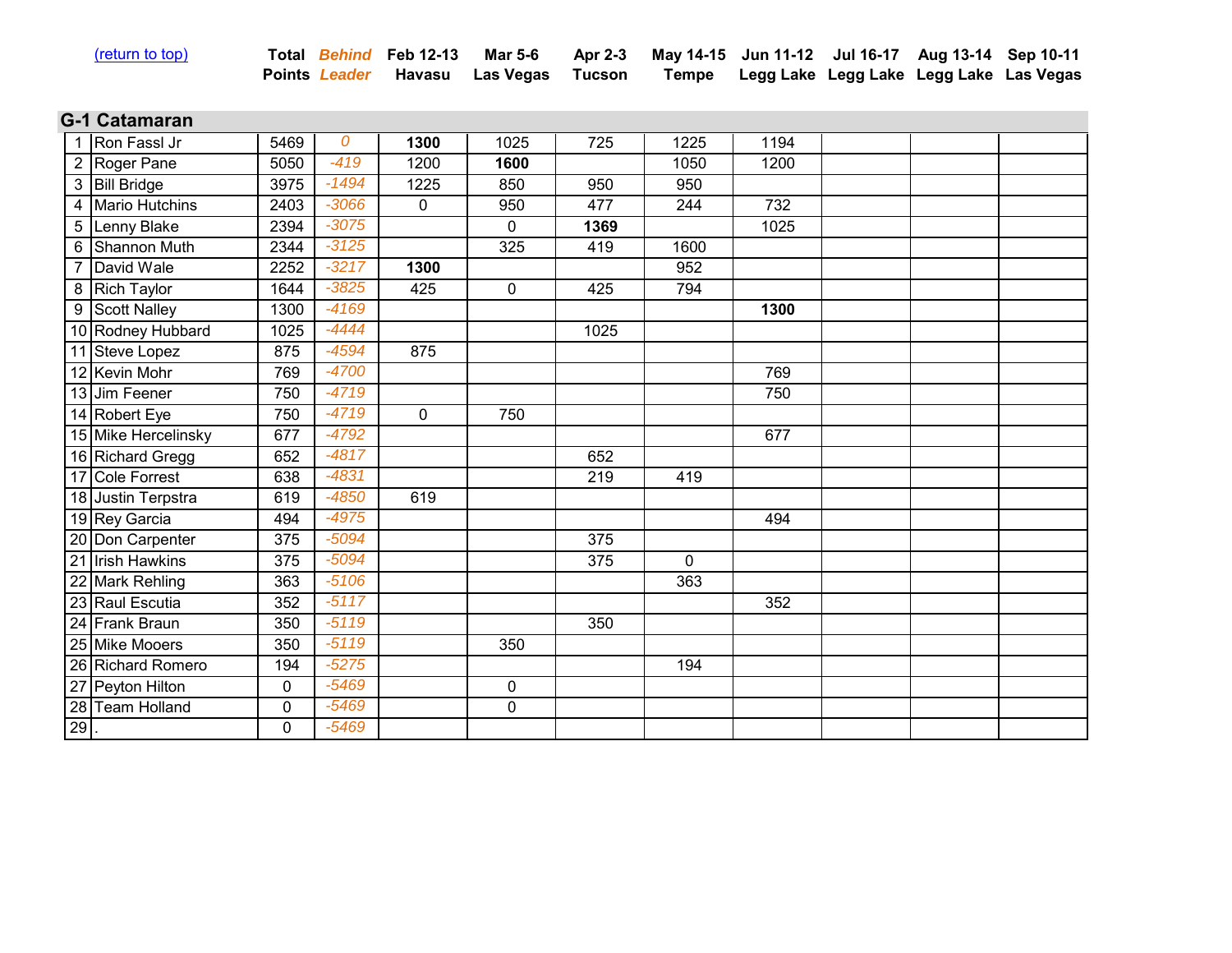[(return to top)](#)

## G-1 Catamaran

| | | Total Points | *Behind Leader* | Feb 12-13 Havasu | Mar 5-6 Las Vegas | Apr 2-3 Tucson | May 14-15 Tempe | Jun 11-12 Legg Lake | Jul 16-17 Legg Lake | Aug 13-14 Legg Lake | Sep 10-11 Las Vegas |
|---|---|---|---|---|---|---|---|---|---|---|---|
| 1 | Ron Fassl Jr | 5469 | *0* | **1300** | 1025 | 725 | 1225 | 1194 | | | |
| 2 | Roger Pane | 5050 | *-419* | 1200 | **1600** | | 1050 | 1200 | | | |
| 3 | Bill Bridge | 3975 | *-1494* | 1225 | 850 | 950 | 950 | | | | |
| 4 | Mario Hutchins | 2403 | *-3066* | 0 | 950 | 477 | 244 | 732 | | | |
| 5 | Lenny Blake | 2394 | *-3075* | | 0 | **1369** | | 1025 | | | |
| 6 | Shannon Muth | 2344 | *-3125* | | 325 | 419 | 1600 | | | | |
| 7 | David Wale | 2252 | *-3217* | **1300** | | | 952 | | | | |
| 8 | Rich Taylor | 1644 | *-3825* | 425 | 0 | 425 | 794 | | | | |
| 9 | Scott Nalley | 1300 | *-4169* | | | | | **1300** | | | |
| 10 | Rodney Hubbard | 1025 | *-4444* | | | 1025 | | | | | |
| 11 | Steve Lopez | 875 | *-4594* | 875 | | | | | | | |
| 12 | Kevin Mohr | 769 | *-4700* | | | | | 769 | | | |
| 13 | Jim Feener | 750 | *-4719* | | | | | 750 | | | |
| 14 | Robert Eye | 750 | *-4719* | 0 | 750 | | | | | | |
| 15 | Mike Hercelinsky | 677 | *-4792* | | | | | 677 | | | |
| 16 | Richard Gregg | 652 | *-4817* | | | 652 | | | | | |
| 17 | Cole Forrest | 638 | *-4831* | | | 219 | 419 | | | | |
| 18 | Justin Terpstra | 619 | *-4850* | 619 | | | | | | | |
| 19 | Rey Garcia | 494 | *-4975* | | | | | 494 | | | |
| 20 | Don Carpenter | 375 | *-5094* | | | 375 | | | | | |
| 21 | Irish Hawkins | 375 | *-5094* | | | 375 | 0 | | | | |
| 22 | Mark Rehling | 363 | *-5106* | | | | 363 | | | | |
| 23 | Raul Escutia | 352 | *-5117* | | | | | 352 | | | |
| 24 | Frank Braun | 350 | *-5119* | | | 350 | | | | | |
| 25 | Mike Mooers | 350 | *-5119* | | 350 | | | | | | |
| 26 | Richard Romero | 194 | *-5275* | | | | 194 | | | | |
| 27 | Peyton Hilton | 0 | *-5469* | | 0 | | | | | | |
| 28 | Team Holland | 0 | *-5469* | | 0 | | | | | | |
| 29 | . | 0 | *-5469* | | | | | | | | |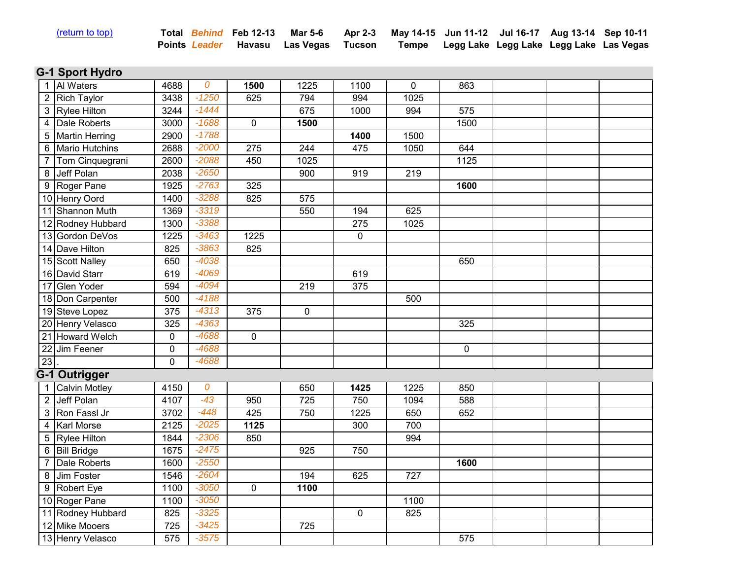[(return to top)]

## G-1 Sport Hydro

| # | Name | Total Points | Behind Leader | Feb 12-13 Havasu | Mar 5-6 Las Vegas | Apr 2-3 Tucson | May 14-15 Tempe | Jun 11-12 Legg Lake | Jul 16-17 Legg Lake | Aug 13-14 Legg Lake | Sep 10-11 Las Vegas |
|---|---|---|---|---|---|---|---|---|---|---|---|
| 1 | Al Waters | 4688 | 0 | **1500** | 1225 | 1100 | 0 | 863 | | | |
| 2 | Rich Taylor | 3438 | -1250 | 625 | 794 | 994 | 1025 | | | | |
| 3 | Rylee Hilton | 3244 | -1444 | | 675 | 1000 | 994 | 575 | | | |
| 4 | Dale Roberts | 3000 | -1688 | 0 | **1500** | | | 1500 | | | |
| 5 | Martin Herring | 2900 | -1788 | | | **1400** | 1500 | | | | |
| 6 | Mario Hutchins | 2688 | -2000 | 275 | 244 | 475 | 1050 | 644 | | | |
| 7 | Tom Cinquegrani | 2600 | -2088 | 450 | 1025 | | | 1125 | | | |
| 8 | Jeff Polan | 2038 | -2650 | | 900 | 919 | 219 | | | | |
| 9 | Roger Pane | 1925 | -2763 | 325 | | | | **1600** | | | |
| 10 | Henry Oord | 1400 | -3288 | 825 | 575 | | | | | | |
| 11 | Shannon Muth | 1369 | -3319 | | 550 | 194 | 625 | | | | |
| 12 | Rodney Hubbard | 1300 | -3388 | | | 275 | 1025 | | | | |
| 13 | Gordon DeVos | 1225 | -3463 | 1225 | | 0 | | | | | |
| 14 | Dave Hilton | 825 | -3863 | 825 | | | | | | | |
| 15 | Scott Nalley | 650 | -4038 | | | | | 650 | | | |
| 16 | David Starr | 619 | -4069 | | | 619 | | | | | |
| 17 | Glen Yoder | 594 | -4094 | | 219 | 375 | | | | | |
| 18 | Don Carpenter | 500 | -4188 | | | | 500 | | | | |
| 19 | Steve Lopez | 375 | -4313 | 375 | 0 | | | | | | |
| 20 | Henry Velasco | 325 | -4363 | | | | | 325 | | | |
| 21 | Howard Welch | 0 | -4688 | 0 | | | | | | | |
| 22 | Jim Feener | 0 | -4688 | | | | | 0 | | | |
| 23 | . | 0 | -4688 | | | | | | | | |

## G-1 Outrigger

| # | Name | Total Points | Behind Leader | Feb 12-13 Havasu | Mar 5-6 Las Vegas | Apr 2-3 Tucson | May 14-15 Tempe | Jun 11-12 Legg Lake | Jul 16-17 Legg Lake | Aug 13-14 Legg Lake | Sep 10-11 Las Vegas |
|---|---|---|---|---|---|---|---|---|---|---|---|
| 1 | Calvin Motley | 4150 | 0 | | 650 | **1425** | 1225 | 850 | | | |
| 2 | Jeff Polan | 4107 | -43 | 950 | 725 | 750 | 1094 | 588 | | | |
| 3 | Ron Fassl Jr | 3702 | -448 | 425 | 750 | 1225 | 650 | 652 | | | |
| 4 | Karl Morse | 2125 | -2025 | **1125** | | 300 | 700 | | | | |
| 5 | Rylee Hilton | 1844 | -2306 | 850 | | | 994 | | | | |
| 6 | Bill Bridge | 1675 | -2475 | | 925 | 750 | | | | | |
| 7 | Dale Roberts | 1600 | -2550 | | | | | **1600** | | | |
| 8 | Jim Foster | 1546 | -2604 | | 194 | 625 | 727 | | | | |
| 9 | Robert Eye | 1100 | -3050 | 0 | **1100** | | | | | | |
| 10 | Roger Pane | 1100 | -3050 | | | | 1100 | | | | |
| 11 | Rodney Hubbard | 825 | -3325 | | | 0 | 825 | | | | |
| 12 | Mike Mooers | 725 | -3425 | | 725 | | | | | | |
| 13 | Henry Velasco | 575 | -3575 | | | | | 575 | | | |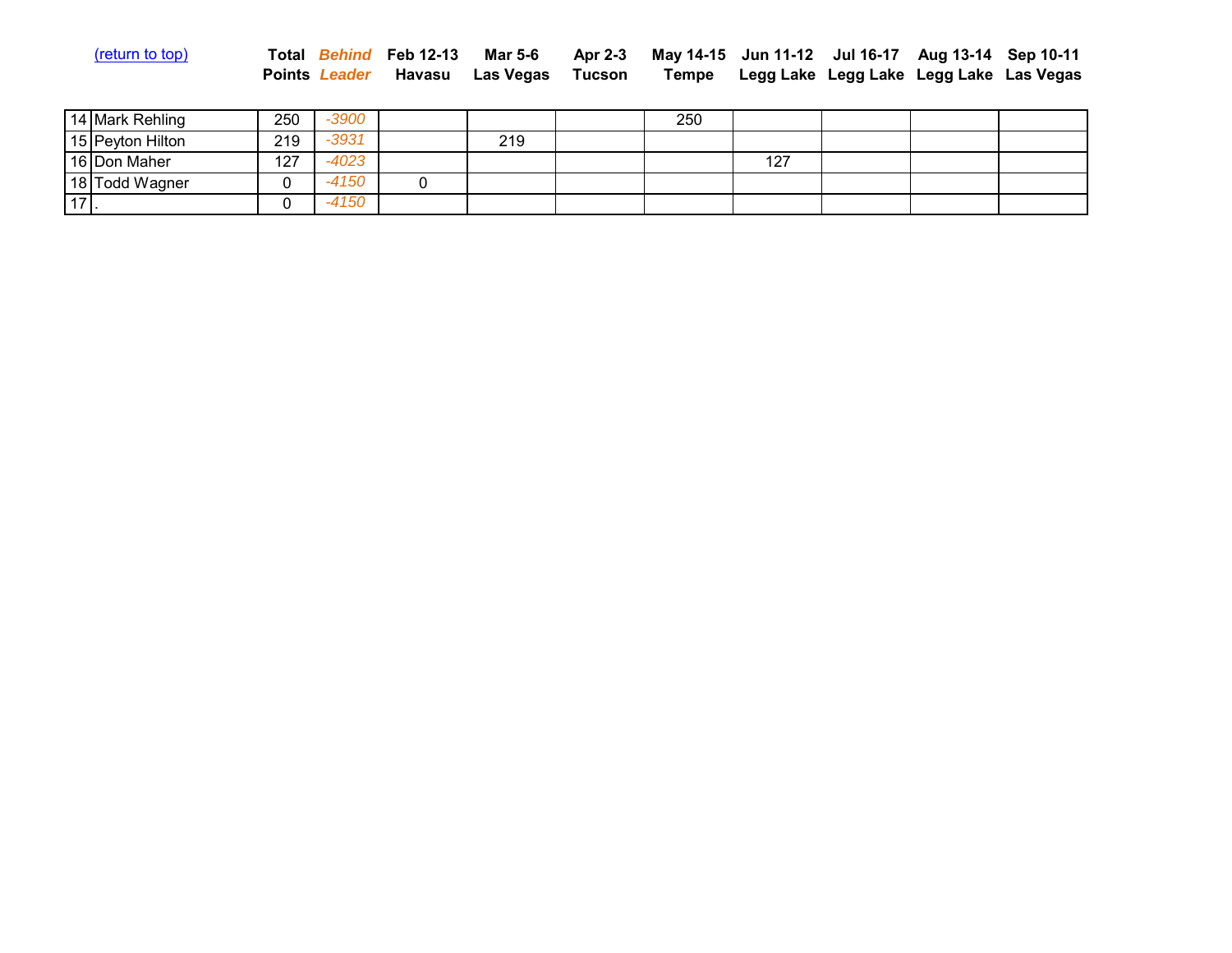(return to top)

| | | Total Points | *Behind Leader* | Feb 12-13 Havasu | Mar 5-6 Las Vegas | Apr 2-3 Tucson | May 14-15 Tempe | Jun 11-12 Legg Lake | Jul 16-17 Legg Lake | Aug 13-14 Legg Lake | Sep 10-11 Las Vegas |
|---|---|---|---|---|---|---|---|---|---|---|---|
| 14 | Mark Rehling | 250 | *-3900* | | | | 250 | | | | |
| 15 | Peyton Hilton | 219 | *-3931* | | 219 | | | | | | |
| 16 | Don Maher | 127 | *-4023* | | | | | 127 | | | |
| 18 | Todd Wagner | 0 | *-4150* | 0 | | | | | | | |
| 17 | . | 0 | *-4150* | | | | | | | | |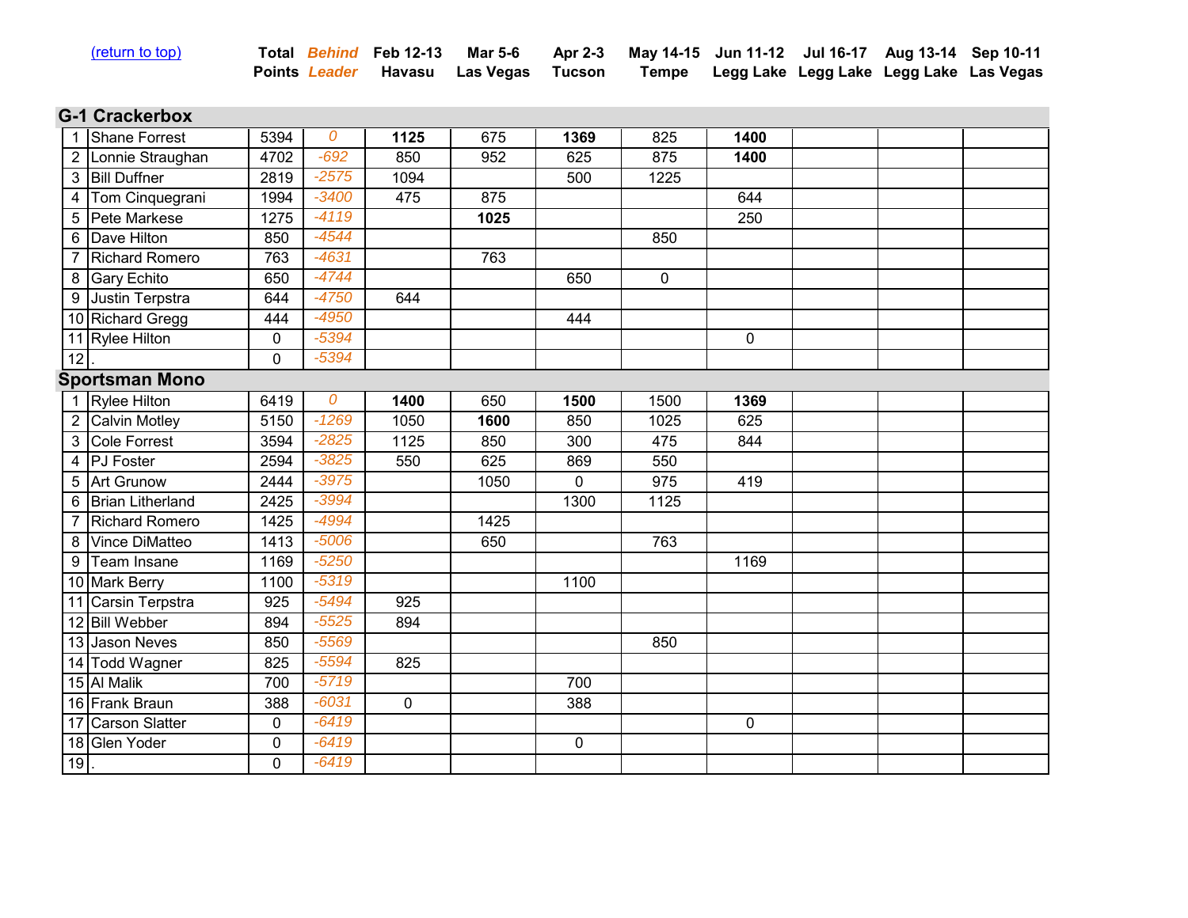(return to top)

| | | Total Points | *Behind Leader* | Feb 12-13 Havasu | Mar 5-6 Las Vegas | Apr 2-3 Tucson | May 14-15 Tempe | Jun 11-12 Legg Lake | Jul 16-17 Legg Lake | Aug 13-14 Legg Lake | Sep 10-11 Las Vegas |
|---|---|---|---|---|---|---|---|---|---|---|---|
| **G-1 Crackerbox** | | | | | | | | | | | |
| 1 | Shane Forrest | 5394 | *0* | **1125** | 675 | **1369** | 825 | **1400** | | | |
| 2 | Lonnie Straughan | 4702 | *-692* | 850 | 952 | 625 | 875 | **1400** | | | |
| 3 | Bill Duffner | 2819 | *-2575* | 1094 | | 500 | 1225 | | | | |
| 4 | Tom Cinquegrani | 1994 | *-3400* | 475 | 875 | | | 644 | | | |
| 5 | Pete Markese | 1275 | *-4119* | | **1025** | | | 250 | | | |
| 6 | Dave Hilton | 850 | *-4544* | | | | 850 | | | | |
| 7 | Richard Romero | 763 | *-4631* | | 763 | | | | | | |
| 8 | Gary Echito | 650 | *-4744* | | | 650 | 0 | | | | |
| 9 | Justin Terpstra | 644 | *-4750* | 644 | | | | | | | |
| 10 | Richard Gregg | 444 | *-4950* | | | 444 | | | | | |
| 11 | Rylee Hilton | 0 | *-5394* | | | | | 0 | | | |
| 12 | . | 0 | *-5394* | | | | | | | | |
| **Sportsman Mono** | | | | | | | | | | | |
| 1 | Rylee Hilton | 6419 | *0* | **1400** | 650 | **1500** | 1500 | **1369** | | | |
| 2 | Calvin Motley | 5150 | *-1269* | 1050 | **1600** | 850 | 1025 | 625 | | | |
| 3 | Cole Forrest | 3594 | *-2825* | 1125 | 850 | 300 | 475 | 844 | | | |
| 4 | PJ Foster | 2594 | *-3825* | 550 | 625 | 869 | 550 | | | | |
| 5 | Art Grunow | 2444 | *-3975* | | 1050 | 0 | 975 | 419 | | | |
| 6 | Brian Litherland | 2425 | *-3994* | | | 1300 | 1125 | | | | |
| 7 | Richard Romero | 1425 | *-4994* | | 1425 | | | | | | |
| 8 | Vince DiMatteo | 1413 | *-5006* | | 650 | | 763 | | | | |
| 9 | Team Insane | 1169 | *-5250* | | | | | 1169 | | | |
| 10 | Mark Berry | 1100 | *-5319* | | | 1100 | | | | | |
| 11 | Carsin Terpstra | 925 | *-5494* | 925 | | | | | | | |
| 12 | Bill Webber | 894 | *-5525* | 894 | | | | | | | |
| 13 | Jason Neves | 850 | *-5569* | | | | 850 | | | | |
| 14 | Todd Wagner | 825 | *-5594* | 825 | | | | | | | |
| 15 | Al Malik | 700 | *-5719* | | | 700 | | | | | |
| 16 | Frank Braun | 388 | *-6031* | 0 | | 388 | | | | | |
| 17 | Carson Slatter | 0 | *-6419* | | | | | 0 | | | |
| 18 | Glen Yoder | 0 | *-6419* | | | 0 | | | | | |
| 19 | . | 0 | *-6419* | | | | | | | | |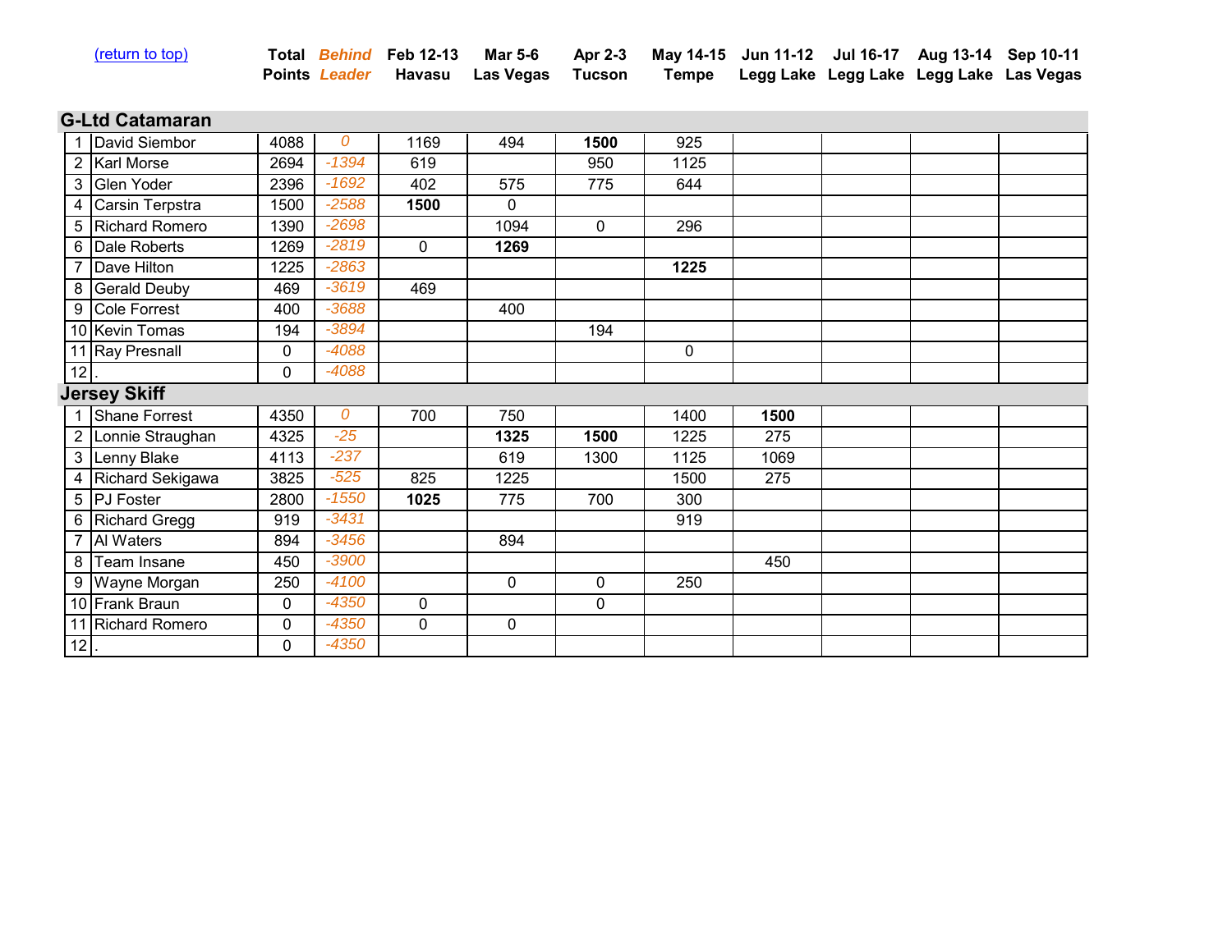(return to top)

## G-Ltd Catamaran

| # | Name | Total Points | Behind Leader | Feb 12-13 Havasu | Mar 5-6 Las Vegas | Apr 2-3 Tucson | May 14-15 Tempe | Jun 11-12 Legg Lake | Jul 16-17 Legg Lake | Aug 13-14 Legg Lake | Sep 10-11 Las Vegas |
|---|---|---|---|---|---|---|---|---|---|---|---|
| 1 | David Siembor | 4088 | *0* | 1169 | 494 | **1500** | 925 | | | | |
| 2 | Karl Morse | 2694 | *-1394* | 619 | | 950 | 1125 | | | | |
| 3 | Glen Yoder | 2396 | *-1692* | 402 | 575 | 775 | 644 | | | | |
| 4 | Carsin Terpstra | 1500 | *-2588* | **1500** | 0 | | | | | | |
| 5 | Richard Romero | 1390 | *-2698* | | 1094 | 0 | 296 | | | | |
| 6 | Dale Roberts | 1269 | *-2819* | 0 | **1269** | | | | | | |
| 7 | Dave Hilton | 1225 | *-2863* | | | | **1225** | | | | |
| 8 | Gerald Deuby | 469 | *-3619* | 469 | | | | | | | |
| 9 | Cole Forrest | 400 | *-3688* | | 400 | | | | | | |
| 10 | Kevin Tomas | 194 | *-3894* | | | 194 | | | | | |
| 11 | Ray Presnall | 0 | *-4088* | | | | 0 | | | | |
| 12 | . | 0 | *-4088* | | | | | | | | |

## Jersey Skiff

| # | Name | Total Points | Behind Leader | Feb 12-13 Havasu | Mar 5-6 Las Vegas | Apr 2-3 Tucson | May 14-15 Tempe | Jun 11-12 Legg Lake | Jul 16-17 Legg Lake | Aug 13-14 Legg Lake | Sep 10-11 Las Vegas |
|---|---|---|---|---|---|---|---|---|---|---|---|
| 1 | Shane Forrest | 4350 | *0* | 700 | 750 | | 1400 | **1500** | | | |
| 2 | Lonnie Straughan | 4325 | *-25* | | **1325** | **1500** | 1225 | 275 | | | |
| 3 | Lenny Blake | 4113 | *-237* | | 619 | 1300 | 1125 | 1069 | | | |
| 4 | Richard Sekigawa | 3825 | *-525* | 825 | 1225 | | 1500 | 275 | | | |
| 5 | PJ Foster | 2800 | *-1550* | **1025** | 775 | 700 | 300 | | | | |
| 6 | Richard Gregg | 919 | *-3431* | | | | 919 | | | | |
| 7 | Al Waters | 894 | *-3456* | | 894 | | | | | | |
| 8 | Team Insane | 450 | *-3900* | | | | | 450 | | | |
| 9 | Wayne Morgan | 250 | *-4100* | | 0 | 0 | 250 | | | | |
| 10 | Frank Braun | 0 | *-4350* | 0 | | 0 | | | | | |
| 11 | Richard Romero | 0 | *-4350* | 0 | 0 | | | | | | |
| 12 | . | 0 | *-4350* | | | | | | | | |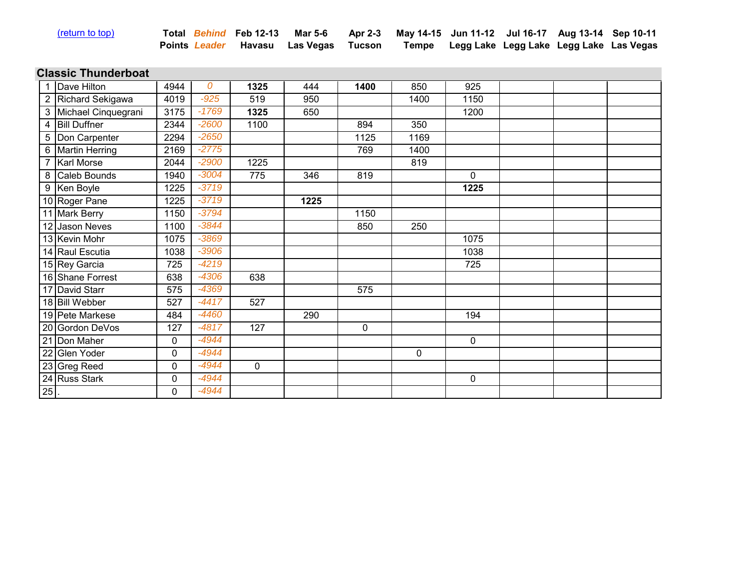(return to top)

## Classic Thunderboat

| # | Name | Total Points | Behind Leader | Feb 12-13 Havasu | Mar 5-6 Las Vegas | Apr 2-3 Tucson | May 14-15 Tempe | Jun 11-12 Legg Lake | Jul 16-17 Legg Lake | Aug 13-14 Legg Lake | Sep 10-11 Las Vegas |
|---|---|---|---|---|---|---|---|---|---|---|---|
| 1 | Dave Hilton | 4944 | 0 | **1325** | 444 | **1400** | 850 | 925 | | | |
| 2 | Richard Sekigawa | 4019 | -925 | 519 | 950 | | 1400 | 1150 | | | |
| 3 | Michael Cinquegrani | 3175 | -1769 | **1325** | 650 | | | 1200 | | | |
| 4 | Bill Duffner | 2344 | -2600 | 1100 | | 894 | 350 | | | | |
| 5 | Don Carpenter | 2294 | -2650 | | | 1125 | 1169 | | | | |
| 6 | Martin Herring | 2169 | -2775 | | | 769 | 1400 | | | | |
| 7 | Karl Morse | 2044 | -2900 | 1225 | | | 819 | | | | |
| 8 | Caleb Bounds | 1940 | -3004 | 775 | 346 | 819 | | 0 | | | |
| 9 | Ken Boyle | 1225 | -3719 | | | | | **1225** | | | |
| 10 | Roger Pane | 1225 | -3719 | | **1225** | | | | | | |
| 11 | Mark Berry | 1150 | -3794 | | | 1150 | | | | | |
| 12 | Jason Neves | 1100 | -3844 | | | 850 | 250 | | | | |
| 13 | Kevin Mohr | 1075 | -3869 | | | | | 1075 | | | |
| 14 | Raul Escutia | 1038 | -3906 | | | | | 1038 | | | |
| 15 | Rey Garcia | 725 | -4219 | | | | | 725 | | | |
| 16 | Shane Forrest | 638 | -4306 | 638 | | | | | | | |
| 17 | David Starr | 575 | -4369 | | | 575 | | | | | |
| 18 | Bill Webber | 527 | -4417 | 527 | | | | | | | |
| 19 | Pete Markese | 484 | -4460 | | 290 | | | 194 | | | |
| 20 | Gordon DeVos | 127 | -4817 | 127 | | 0 | | | | | |
| 21 | Don Maher | 0 | -4944 | | | | | 0 | | | |
| 22 | Glen Yoder | 0 | -4944 | | | | 0 | | | | |
| 23 | Greg Reed | 0 | -4944 | 0 | | | | | | | |
| 24 | Russ Stark | 0 | -4944 | | | | | 0 | | | |
| 25 | . | 0 | -4944 | | | | | | | | |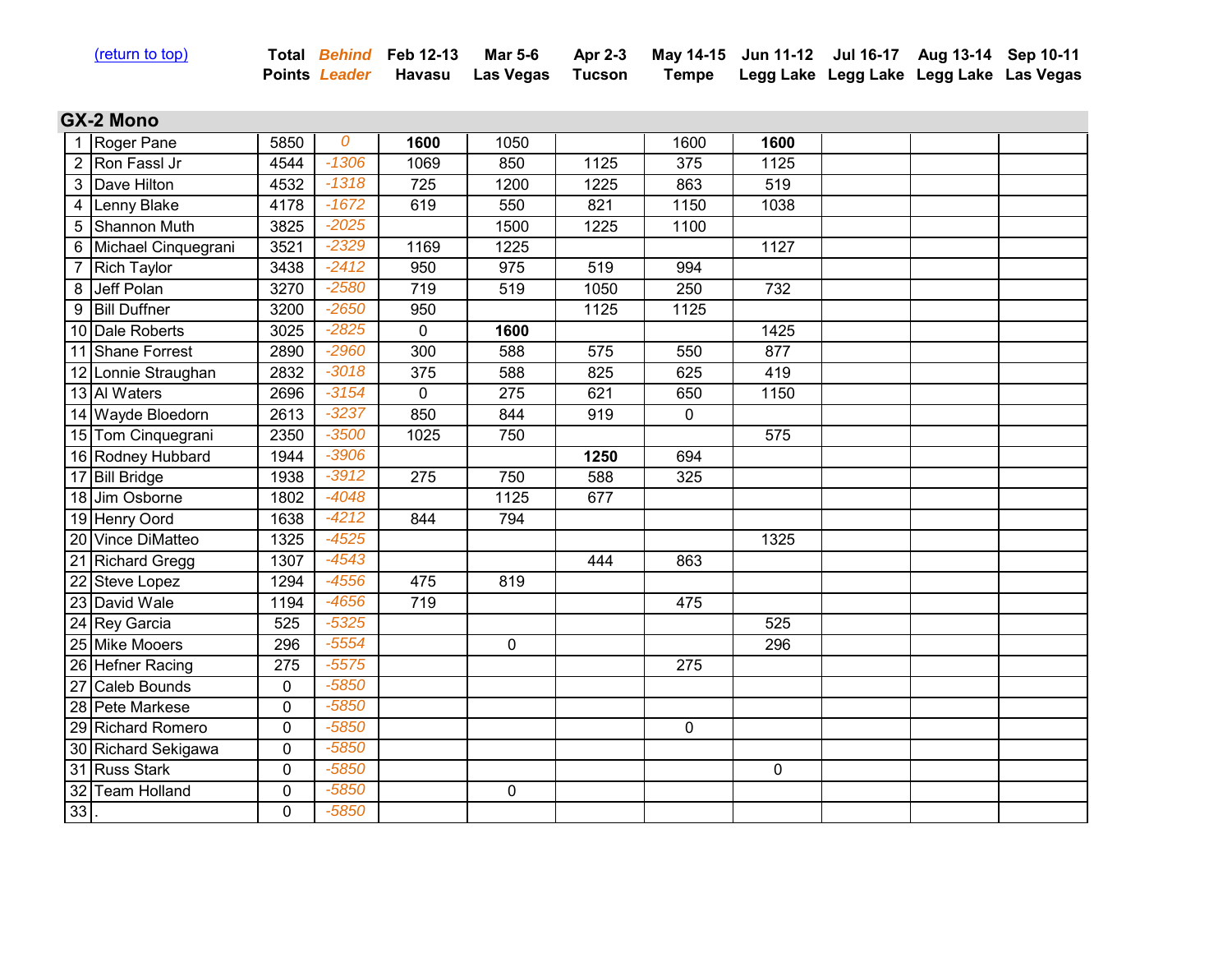(return to top)

## GX-2 Mono

| | | Total Points | Behind Leader | Feb 12-13 Havasu | Mar 5-6 Las Vegas | Apr 2-3 Tucson | May 14-15 Tempe | Jun 11-12 Legg Lake | Jul 16-17 Legg Lake | Aug 13-14 Legg Lake | Sep 10-11 Las Vegas |
|---|---|---|---|---|---|---|---|---|---|---|---|
| 1 | Roger Pane | 5850 | 0 | **1600** | 1050 | | 1600 | **1600** | | | |
| 2 | Ron Fassl Jr | 4544 | -1306 | 1069 | 850 | 1125 | 375 | 1125 | | | |
| 3 | Dave Hilton | 4532 | -1318 | 725 | 1200 | 1225 | 863 | 519 | | | |
| 4 | Lenny Blake | 4178 | -1672 | 619 | 550 | 821 | 1150 | 1038 | | | |
| 5 | Shannon Muth | 3825 | -2025 | | 1500 | 1225 | 1100 | | | | |
| 6 | Michael Cinquegrani | 3521 | -2329 | 1169 | 1225 | | | 1127 | | | |
| 7 | Rich Taylor | 3438 | -2412 | 950 | 975 | 519 | 994 | | | | |
| 8 | Jeff Polan | 3270 | -2580 | 719 | 519 | 1050 | 250 | 732 | | | |
| 9 | Bill Duffner | 3200 | -2650 | 950 | | 1125 | 1125 | | | | |
| 10 | Dale Roberts | 3025 | -2825 | 0 | **1600** | | | 1425 | | | |
| 11 | Shane Forrest | 2890 | -2960 | 300 | 588 | 575 | 550 | 877 | | | |
| 12 | Lonnie Straughan | 2832 | -3018 | 375 | 588 | 825 | 625 | 419 | | | |
| 13 | Al Waters | 2696 | -3154 | 0 | 275 | 621 | 650 | 1150 | | | |
| 14 | Wayde Bloedorn | 2613 | -3237 | 850 | 844 | 919 | 0 | | | | |
| 15 | Tom Cinquegrani | 2350 | -3500 | 1025 | 750 | | | 575 | | | |
| 16 | Rodney Hubbard | 1944 | -3906 | | | **1250** | 694 | | | | |
| 17 | Bill Bridge | 1938 | -3912 | 275 | 750 | 588 | 325 | | | | |
| 18 | Jim Osborne | 1802 | -4048 | | 1125 | 677 | | | | | |
| 19 | Henry Oord | 1638 | -4212 | 844 | 794 | | | | | | |
| 20 | Vince DiMatteo | 1325 | -4525 | | | | | 1325 | | | |
| 21 | Richard Gregg | 1307 | -4543 | | | 444 | 863 | | | | |
| 22 | Steve Lopez | 1294 | -4556 | 475 | 819 | | | | | | |
| 23 | David Wale | 1194 | -4656 | 719 | | | 475 | | | | |
| 24 | Rey Garcia | 525 | -5325 | | | | | 525 | | | |
| 25 | Mike Mooers | 296 | -5554 | | 0 | | | 296 | | | |
| 26 | Hefner Racing | 275 | -5575 | | | | 275 | | | | |
| 27 | Caleb Bounds | 0 | -5850 | | | | | | | | |
| 28 | Pete Markese | 0 | -5850 | | | | | | | | |
| 29 | Richard Romero | 0 | -5850 | | | | 0 | | | | |
| 30 | Richard Sekigawa | 0 | -5850 | | | | | | | | |
| 31 | Russ Stark | 0 | -5850 | | | | | 0 | | | |
| 32 | Team Holland | 0 | -5850 | | 0 | | | | | | |
| 33 | . | 0 | -5850 | | | | | | | | |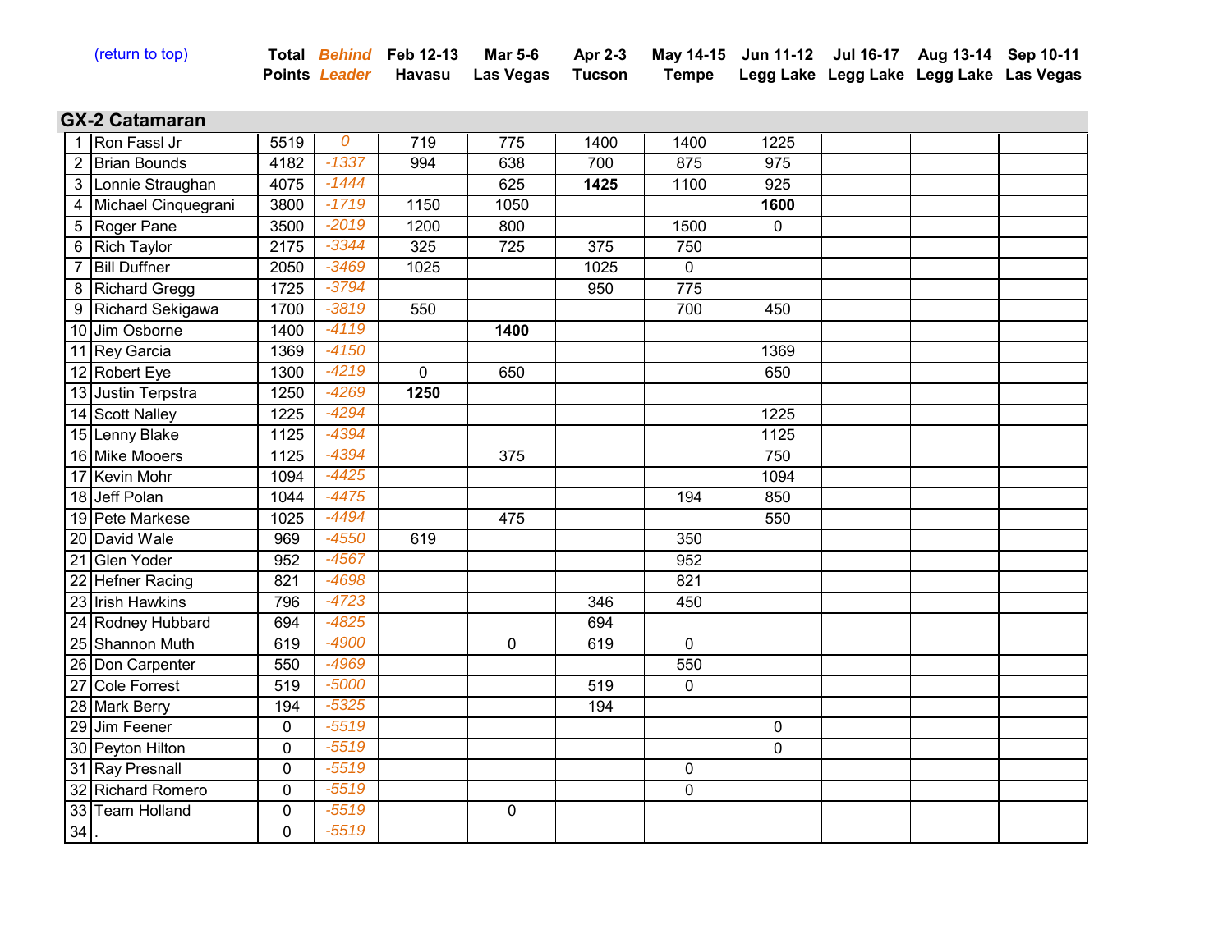(return to top)

## GX-2 Catamaran

| # | Name | Total Points | Behind Leader | Feb 12-13 Havasu | Mar 5-6 Las Vegas | Apr 2-3 Tucson | May 14-15 Tempe | Jun 11-12 Legg Lake | Jul 16-17 Legg Lake | Aug 13-14 Legg Lake | Sep 10-11 Las Vegas |
|---|---|---|---|---|---|---|---|---|---|---|---|
| 1 | Ron Fassl Jr | 5519 | 0 | 719 | 775 | 1400 | 1400 | 1225 | | | |
| 2 | Brian Bounds | 4182 | -1337 | 994 | 638 | 700 | 875 | 975 | | | |
| 3 | Lonnie Straughan | 4075 | -1444 | | 625 | **1425** | 1100 | 925 | | | |
| 4 | Michael Cinquegrani | 3800 | -1719 | 1150 | 1050 | | | **1600** | | | |
| 5 | Roger Pane | 3500 | -2019 | 1200 | 800 | | 1500 | 0 | | | |
| 6 | Rich Taylor | 2175 | -3344 | 325 | 725 | 375 | 750 | | | | |
| 7 | Bill Duffner | 2050 | -3469 | 1025 | | 1025 | 0 | | | | |
| 8 | Richard Gregg | 1725 | -3794 | | | 950 | 775 | | | | |
| 9 | Richard Sekigawa | 1700 | -3819 | 550 | | | 700 | 450 | | | |
| 10 | Jim Osborne | 1400 | -4119 | | **1400** | | | | | | |
| 11 | Rey Garcia | 1369 | -4150 | | | | | 1369 | | | |
| 12 | Robert Eye | 1300 | -4219 | 0 | 650 | | | 650 | | | |
| 13 | Justin Terpstra | 1250 | -4269 | **1250** | | | | | | | |
| 14 | Scott Nalley | 1225 | -4294 | | | | | 1225 | | | |
| 15 | Lenny Blake | 1125 | -4394 | | | | | 1125 | | | |
| 16 | Mike Mooers | 1125 | -4394 | | 375 | | | 750 | | | |
| 17 | Kevin Mohr | 1094 | -4425 | | | | | 1094 | | | |
| 18 | Jeff Polan | 1044 | -4475 | | | | 194 | 850 | | | |
| 19 | Pete Markese | 1025 | -4494 | | 475 | | | 550 | | | |
| 20 | David Wale | 969 | -4550 | 619 | | | 350 | | | | |
| 21 | Glen Yoder | 952 | -4567 | | | | 952 | | | | |
| 22 | Hefner Racing | 821 | -4698 | | | | 821 | | | | |
| 23 | Irish Hawkins | 796 | -4723 | | | 346 | 450 | | | | |
| 24 | Rodney Hubbard | 694 | -4825 | | | 694 | | | | | |
| 25 | Shannon Muth | 619 | -4900 | | 0 | 619 | 0 | | | | |
| 26 | Don Carpenter | 550 | -4969 | | | | 550 | | | | |
| 27 | Cole Forrest | 519 | -5000 | | | 519 | 0 | | | | |
| 28 | Mark Berry | 194 | -5325 | | | 194 | | | | | |
| 29 | Jim Feener | 0 | -5519 | | | | | 0 | | | |
| 30 | Peyton Hilton | 0 | -5519 | | | | | 0 | | | |
| 31 | Ray Presnall | 0 | -5519 | | | | 0 | | | | |
| 32 | Richard Romero | 0 | -5519 | | | | 0 | | | | |
| 33 | Team Holland | 0 | -5519 | | 0 | | | | | | |
| 34 | . | 0 | -5519 | | | | | | | | |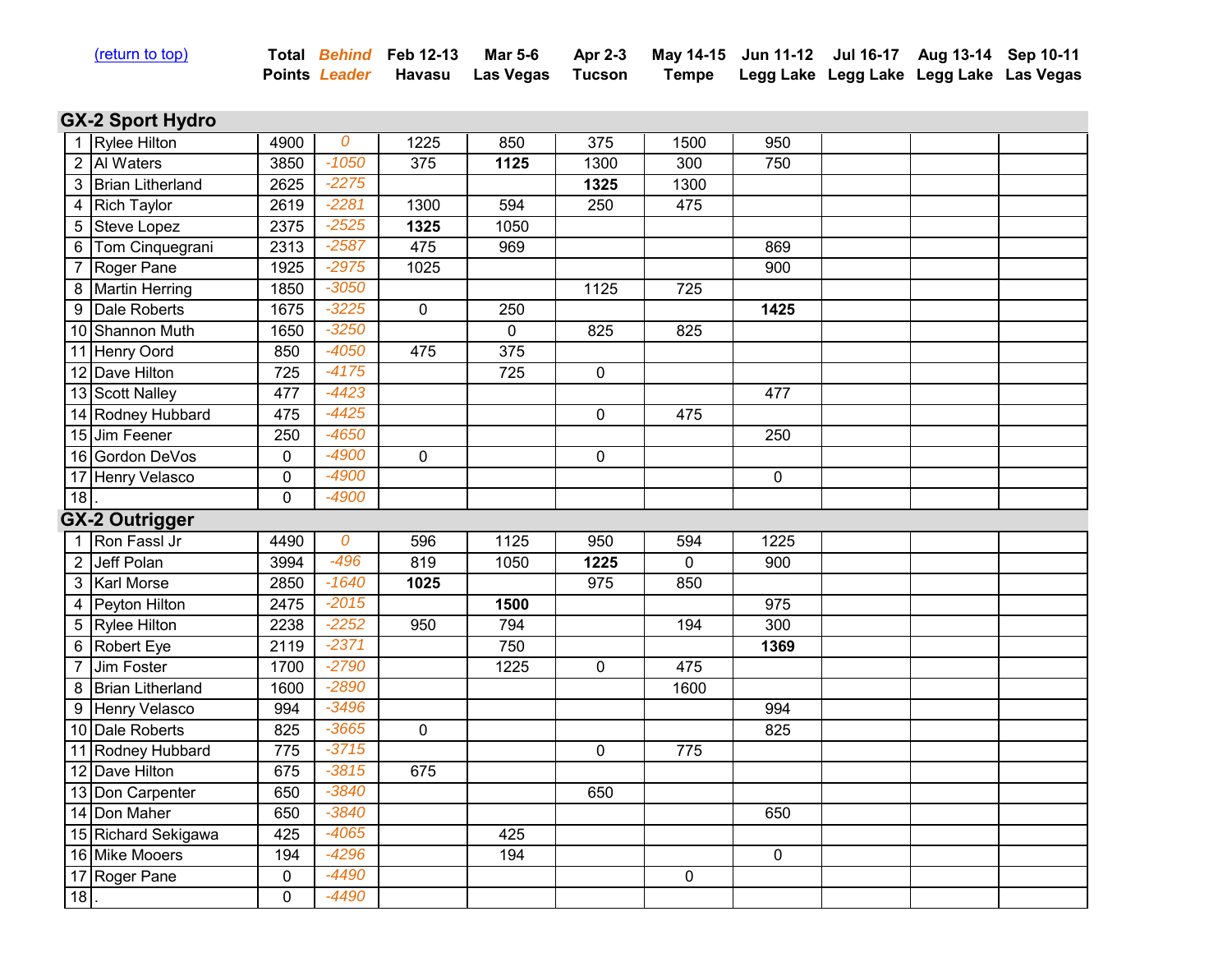(return to top)

| | | Total Points | *Behind Leader* | Feb 12-13 Havasu | Mar 5-6 Las Vegas | Apr 2-3 Tucson | May 14-15 Tempe | Jun 11-12 Legg Lake | Jul 16-17 Legg Lake | Aug 13-14 Legg Lake | Sep 10-11 Las Vegas |
|---|---|---|---|---|---|---|---|---|---|---|---|
| **GX-2 Sport Hydro** | | | | | | | | | | | |
| 1 | Rylee Hilton | 4900 | *0* | 1225 | 850 | 375 | 1500 | 950 | | | |
| 2 | Al Waters | 3850 | *-1050* | 375 | **1125** | 1300 | 300 | 750 | | | |
| 3 | Brian Litherland | 2625 | *-2275* | | | **1325** | 1300 | | | | |
| 4 | Rich Taylor | 2619 | *-2281* | 1300 | 594 | 250 | 475 | | | | |
| 5 | Steve Lopez | 2375 | *-2525* | **1325** | 1050 | | | | | | |
| 6 | Tom Cinquegrani | 2313 | *-2587* | 475 | 969 | | | 869 | | | |
| 7 | Roger Pane | 1925 | *-2975* | 1025 | | | | 900 | | | |
| 8 | Martin Herring | 1850 | *-3050* | | | 1125 | 725 | | | | |
| 9 | Dale Roberts | 1675 | *-3225* | 0 | 250 | | | **1425** | | | |
| 10 | Shannon Muth | 1650 | *-3250* | | 0 | 825 | 825 | | | | |
| 11 | Henry Oord | 850 | *-4050* | 475 | 375 | | | | | | |
| 12 | Dave Hilton | 725 | *-4175* | | 725 | 0 | | | | | |
| 13 | Scott Nalley | 477 | *-4423* | | | | | 477 | | | |
| 14 | Rodney Hubbard | 475 | *-4425* | | | 0 | 475 | | | | |
| 15 | Jim Feener | 250 | *-4650* | | | | | 250 | | | |
| 16 | Gordon DeVos | 0 | *-4900* | 0 | | 0 | | | | | |
| 17 | Henry Velasco | 0 | *-4900* | | | | | 0 | | | |
| 18 | . | 0 | *-4900* | | | | | | | | |
| **GX-2 Outrigger** | | | | | | | | | | | |
| 1 | Ron Fassl Jr | 4490 | *0* | 596 | 1125 | 950 | 594 | 1225 | | | |
| 2 | Jeff Polan | 3994 | *-496* | 819 | 1050 | **1225** | 0 | 900 | | | |
| 3 | Karl Morse | 2850 | *-1640* | **1025** | | 975 | 850 | | | | |
| 4 | Peyton Hilton | 2475 | *-2015* | | **1500** | | | 975 | | | |
| 5 | Rylee Hilton | 2238 | *-2252* | 950 | 794 | | 194 | 300 | | | |
| 6 | Robert Eye | 2119 | *-2371* | | 750 | | | **1369** | | | |
| 7 | Jim Foster | 1700 | *-2790* | | 1225 | 0 | 475 | | | | |
| 8 | Brian Litherland | 1600 | *-2890* | | | | 1600 | | | | |
| 9 | Henry Velasco | 994 | *-3496* | | | | | 994 | | | |
| 10 | Dale Roberts | 825 | *-3665* | 0 | | | | 825 | | | |
| 11 | Rodney Hubbard | 775 | *-3715* | | | 0 | 775 | | | | |
| 12 | Dave Hilton | 675 | *-3815* | 675 | | | | | | | |
| 13 | Don Carpenter | 650 | *-3840* | | | 650 | | | | | |
| 14 | Don Maher | 650 | *-3840* | | | | | 650 | | | |
| 15 | Richard Sekigawa | 425 | *-4065* | | 425 | | | | | | |
| 16 | Mike Mooers | 194 | *-4296* | | 194 | | | 0 | | | |
| 17 | Roger Pane | 0 | *-4490* | | | | 0 | | | | |
| 18 | . | 0 | *-4490* | | | | | | | | |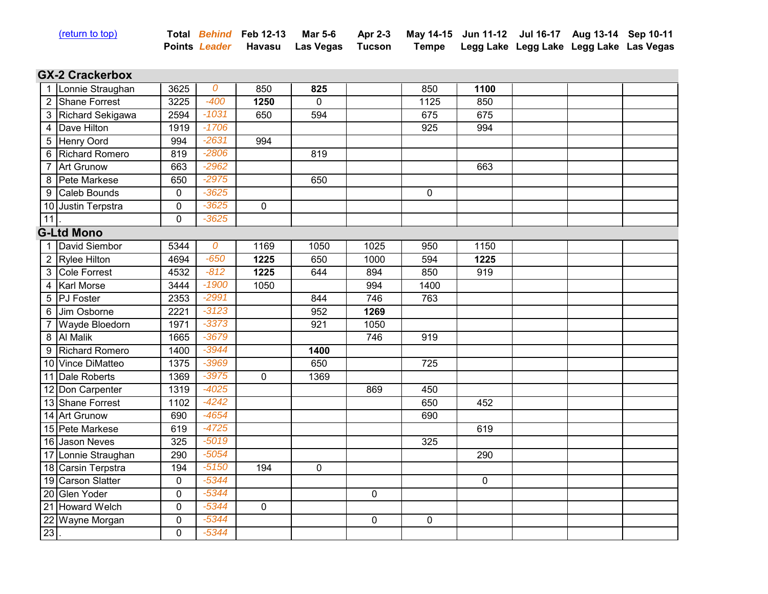(return to top)

| | | Total Points | Behind Leader | Feb 12-13 Havasu | Mar 5-6 Las Vegas | Apr 2-3 Tucson | May 14-15 Tempe | Jun 11-12 Legg Lake | Jul 16-17 Legg Lake | Aug 13-14 Legg Lake | Sep 10-11 Las Vegas |
|---|---|---|---|---|---|---|---|---|---|---|---|

## GX-2 Crackerbox

| | | Total Points | Behind Leader | Feb 12-13 Havasu | Mar 5-6 Las Vegas | Apr 2-3 Tucson | May 14-15 Tempe | Jun 11-12 Legg Lake | Jul 16-17 Legg Lake | Aug 13-14 Legg Lake | Sep 10-11 Las Vegas |
|---|---|---|---|---|---|---|---|---|---|---|---|
| 1 | Lonnie Straughan | 3625 | 0 | 850 | **825** | | 850 | **1100** | | | |
| 2 | Shane Forrest | 3225 | -400 | **1250** | 0 | | 1125 | 850 | | | |
| 3 | Richard Sekigawa | 2594 | -1031 | 650 | 594 | | 675 | 675 | | | |
| 4 | Dave Hilton | 1919 | -1706 | | | | 925 | 994 | | | |
| 5 | Henry Oord | 994 | -2631 | 994 | | | | | | | |
| 6 | Richard Romero | 819 | -2806 | | 819 | | | | | | |
| 7 | Art Grunow | 663 | -2962 | | | | | 663 | | | |
| 8 | Pete Markese | 650 | -2975 | | 650 | | | | | | |
| 9 | Caleb Bounds | 0 | -3625 | | | | 0 | | | | |
| 10 | Justin Terpstra | 0 | -3625 | 0 | | | | | | | |
| 11 | . | 0 | -3625 | | | | | | | | |

## G-Ltd Mono

| | | Total Points | Behind Leader | Feb 12-13 Havasu | Mar 5-6 Las Vegas | Apr 2-3 Tucson | May 14-15 Tempe | Jun 11-12 Legg Lake | Jul 16-17 Legg Lake | Aug 13-14 Legg Lake | Sep 10-11 Las Vegas |
|---|---|---|---|---|---|---|---|---|---|---|---|
| 1 | David Siembor | 5344 | 0 | 1169 | 1050 | 1025 | 950 | 1150 | | | |
| 2 | Rylee Hilton | 4694 | -650 | **1225** | 650 | 1000 | 594 | **1225** | | | |
| 3 | Cole Forrest | 4532 | -812 | **1225** | 644 | 894 | 850 | 919 | | | |
| 4 | Karl Morse | 3444 | -1900 | 1050 | | 994 | 1400 | | | | |
| 5 | PJ Foster | 2353 | -2991 | | 844 | 746 | 763 | | | | |
| 6 | Jim Osborne | 2221 | -3123 | | 952 | **1269** | | | | | |
| 7 | Wayde Bloedorn | 1971 | -3373 | | 921 | 1050 | | | | | |
| 8 | Al Malik | 1665 | -3679 | | | 746 | 919 | | | | |
| 9 | Richard Romero | 1400 | -3944 | | **1400** | | | | | | |
| 10 | Vince DiMatteo | 1375 | -3969 | | 650 | | 725 | | | | |
| 11 | Dale Roberts | 1369 | -3975 | 0 | 1369 | | | | | | |
| 12 | Don Carpenter | 1319 | -4025 | | | 869 | 450 | | | | |
| 13 | Shane Forrest | 1102 | -4242 | | | | 650 | 452 | | | |
| 14 | Art Grunow | 690 | -4654 | | | | 690 | | | | |
| 15 | Pete Markese | 619 | -4725 | | | | | 619 | | | |
| 16 | Jason Neves | 325 | -5019 | | | | 325 | | | | |
| 17 | Lonnie Straughan | 290 | -5054 | | | | | 290 | | | |
| 18 | Carsin Terpstra | 194 | -5150 | 194 | 0 | | | | | | |
| 19 | Carson Slatter | 0 | -5344 | | | | | 0 | | | |
| 20 | Glen Yoder | 0 | -5344 | | | 0 | | | | | |
| 21 | Howard Welch | 0 | -5344 | 0 | | | | | | | |
| 22 | Wayne Morgan | 0 | -5344 | | | 0 | 0 | | | | |
| 23 | . | 0 | -5344 | | | | | | | | |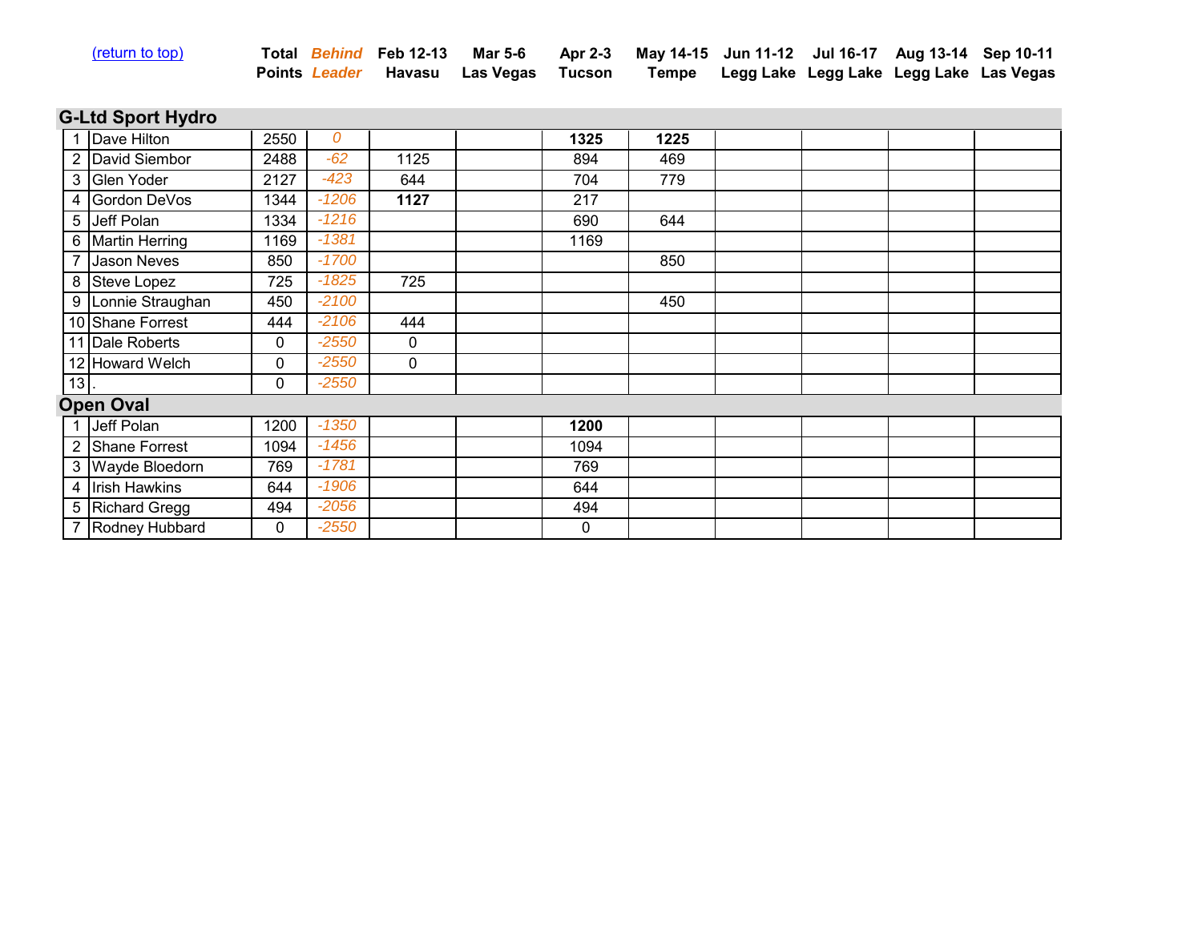(return to top)

| | | Total Points | *Behind Leader* | Feb 12-13 Havasu | Mar 5-6 Las Vegas | Apr 2-3 Tucson | May 14-15 Tempe | Jun 11-12 Legg Lake | Jul 16-17 Legg Lake | Aug 13-14 Legg Lake | Sep 10-11 Las Vegas |
|---|---|---|---|---|---|---|---|---|---|---|---|
| **G-Ltd Sport Hydro** | | | | | | | | | | | |
| 1 | Dave Hilton | 2550 | *0* | | | **1325** | **1225** | | | | |
| 2 | David Siembor | 2488 | *-62* | 1125 | | 894 | 469 | | | | |
| 3 | Glen Yoder | 2127 | *-423* | 644 | | 704 | 779 | | | | |
| 4 | Gordon DeVos | 1344 | *-1206* | **1127** | | 217 | | | | | |
| 5 | Jeff Polan | 1334 | *-1216* | | | 690 | 644 | | | | |
| 6 | Martin Herring | 1169 | *-1381* | | | 1169 | | | | | |
| 7 | Jason Neves | 850 | *-1700* | | | | 850 | | | | |
| 8 | Steve Lopez | 725 | *-1825* | 725 | | | | | | | |
| 9 | Lonnie Straughan | 450 | *-2100* | | | | 450 | | | | |
| 10 | Shane Forrest | 444 | *-2106* | 444 | | | | | | | |
| 11 | Dale Roberts | 0 | *-2550* | 0 | | | | | | | |
| 12 | Howard Welch | 0 | *-2550* | 0 | | | | | | | |
| 13 | . | 0 | *-2550* | | | | | | | | |
| **Open Oval** | | | | | | | | | | | |
| 1 | Jeff Polan | 1200 | *-1350* | | | **1200** | | | | | |
| 2 | Shane Forrest | 1094 | *-1456* | | | 1094 | | | | | |
| 3 | Wayde Bloedorn | 769 | *-1781* | | | 769 | | | | | |
| 4 | Irish Hawkins | 644 | *-1906* | | | 644 | | | | | |
| 5 | Richard Gregg | 494 | *-2056* | | | 494 | | | | | |
| 7 | Rodney Hubbard | 0 | *-2550* | | | 0 | | | | | |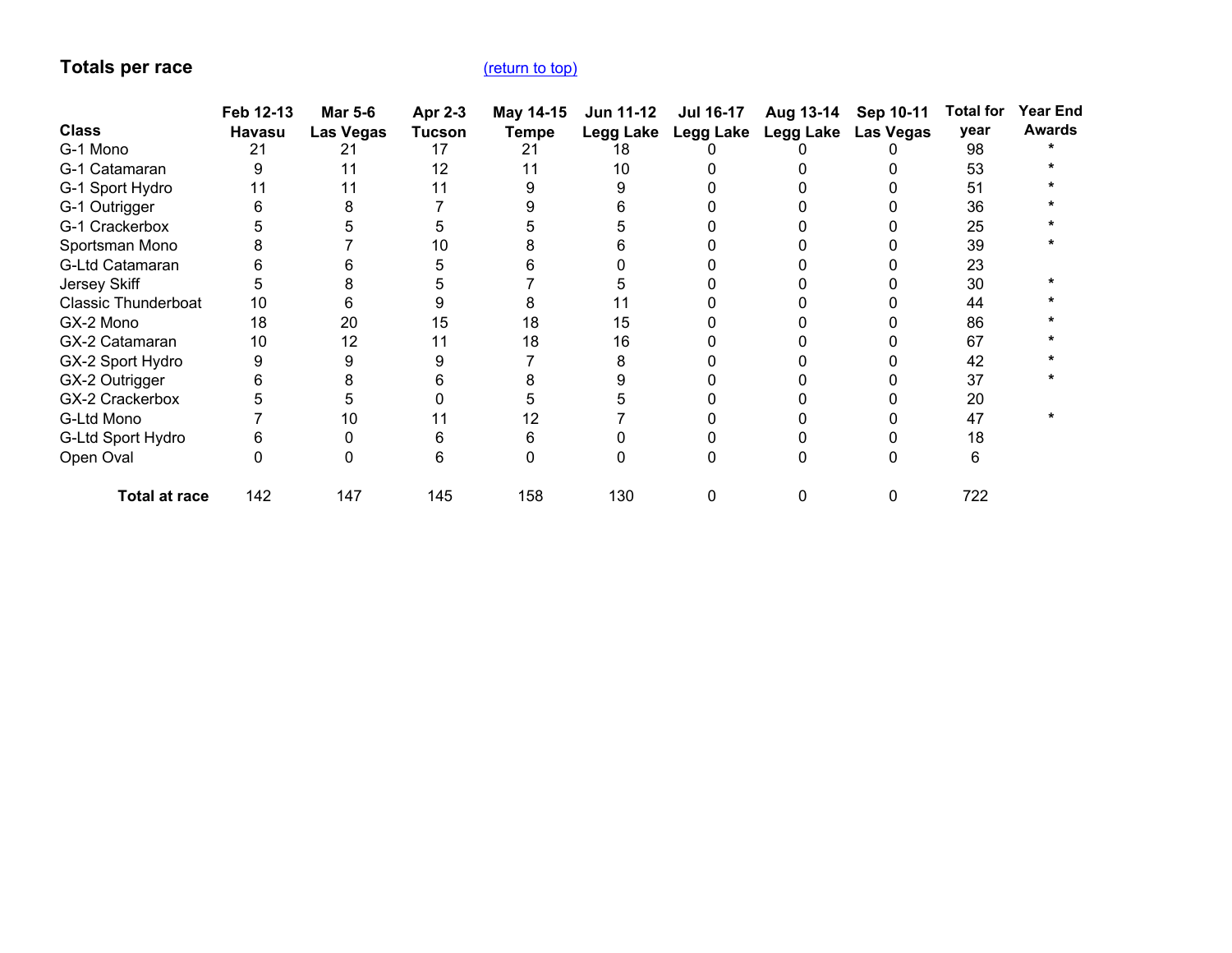## Totals per race

(return to top)

| Class | Feb 12-13 Havasu | Mar 5-6 Las Vegas | Apr 2-3 Tucson | May 14-15 Tempe | Jun 11-12 Legg Lake | Jul 16-17 Legg Lake | Aug 13-14 Legg Lake | Sep 10-11 Las Vegas | Total for year | Year End Awards |
|---|---|---|---|---|---|---|---|---|---|---|
| G-1 Mono | 21 | 21 | 17 | 21 | 18 | 0 | 0 | 0 | 98 | * |
| G-1 Catamaran | 9 | 11 | 12 | 11 | 10 | 0 | 0 | 0 | 53 | * |
| G-1 Sport Hydro | 11 | 11 | 11 | 9 | 9 | 0 | 0 | 0 | 51 | * |
| G-1 Outrigger | 6 | 8 | 7 | 9 | 6 | 0 | 0 | 0 | 36 | * |
| G-1 Crackerbox | 5 | 5 | 5 | 5 | 5 | 0 | 0 | 0 | 25 | * |
| Sportsman Mono | 8 | 7 | 10 | 8 | 6 | 0 | 0 | 0 | 39 | * |
| G-Ltd Catamaran | 6 | 6 | 5 | 6 | 0 | 0 | 0 | 0 | 23 | |
| Jersey Skiff | 5 | 8 | 5 | 7 | 5 | 0 | 0 | 0 | 30 | * |
| Classic Thunderboat | 10 | 6 | 9 | 8 | 11 | 0 | 0 | 0 | 44 | * |
| GX-2 Mono | 18 | 20 | 15 | 18 | 15 | 0 | 0 | 0 | 86 | * |
| GX-2 Catamaran | 10 | 12 | 11 | 18 | 16 | 0 | 0 | 0 | 67 | * |
| GX-2 Sport Hydro | 9 | 9 | 9 | 7 | 8 | 0 | 0 | 0 | 42 | * |
| GX-2 Outrigger | 6 | 8 | 6 | 8 | 9 | 0 | 0 | 0 | 37 | * |
| GX-2 Crackerbox | 5 | 5 | 0 | 5 | 5 | 0 | 0 | 0 | 20 | |
| G-Ltd Mono | 7 | 10 | 11 | 12 | 7 | 0 | 0 | 0 | 47 | * |
| G-Ltd Sport Hydro | 6 | 0 | 6 | 6 | 0 | 0 | 0 | 0 | 18 | |
| Open Oval | 0 | 0 | 6 | 0 | 0 | 0 | 0 | 0 | 6 | |
| **Total at race** | 142 | 147 | 145 | 158 | 130 | 0 | 0 | 0 | 722 | |